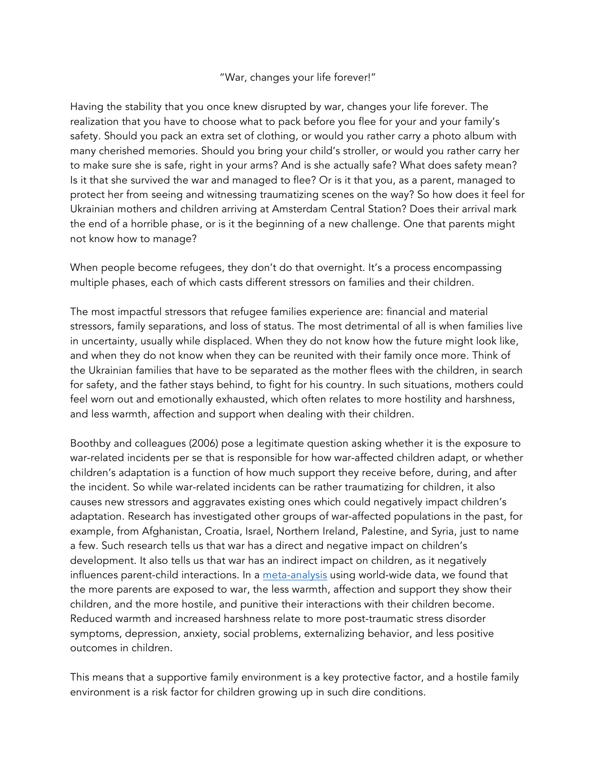"War, changes your life forever!"

Having the stability that you once knew disrupted by war, changes your life forever. The realization that you have to choose what to pack before you flee for your and your family's safety. Should you pack an extra set of clothing, or would you rather carry a photo album with many cherished memories. Should you bring your child's stroller, or would you rather carry her to make sure she is safe, right in your arms? And is she actually safe? What does safety mean? Is it that she survived the war and managed to flee? Or is it that you, as a parent, managed to protect her from seeing and witnessing traumatizing scenes on the way? So how does it feel for Ukrainian mothers and children arriving at Amsterdam Central Station? Does their arrival mark the end of a horrible phase, or is it the beginning of a new challenge. One that parents might not know how to manage?

When people become refugees, they don't do that overnight. It's a process encompassing multiple phases, each of which casts different stressors on families and their children.

The most impactful stressors that refugee families experience are: financial and material stressors, family separations, and loss of status. The most detrimental of all is when families live in uncertainty, usually while displaced. When they do not know how the future might look like, and when they do not know when they can be reunited with their family once more. Think of the Ukrainian families that have to be separated as the mother flees with the children, in search for safety, and the father stays behind, to fight for his country. In such situations, mothers could feel worn out and emotionally exhausted, which often relates to more hostility and harshness, and less warmth, affection and support when dealing with their children.

Boothby and colleagues (2006) pose a legitimate question asking whether it is the exposure to war-related incidents per se that is responsible for how war-affected children adapt, or whether children's adaptation is a function of how much support they receive before, during, and after the incident. So while war-related incidents can be rather traumatizing for children, it also causes new stressors and aggravates existing ones which could negatively impact children's adaptation. Research has investigated other groups of war-affected populations in the past, for example, from Afghanistan, Croatia, Israel, Northern Ireland, Palestine, and Syria, just to name a few. Such research tells us that war has a direct and negative impact on children's development. It also tells us that war has an indirect impact on children, as it negatively influences parent-child interactions. In a meta-analysis using world-wide data, we found that the more parents are exposed to war, the less warmth, affection and support they show their children, and the more hostile, and punitive their interactions with their children become. Reduced warmth and increased harshness relate to more post-traumatic stress disorder symptoms, depression, anxiety, social problems, externalizing behavior, and less positive outcomes in children.

This means that a supportive family environment is a key protective factor, and a hostile family environment is a risk factor for children growing up in such dire conditions.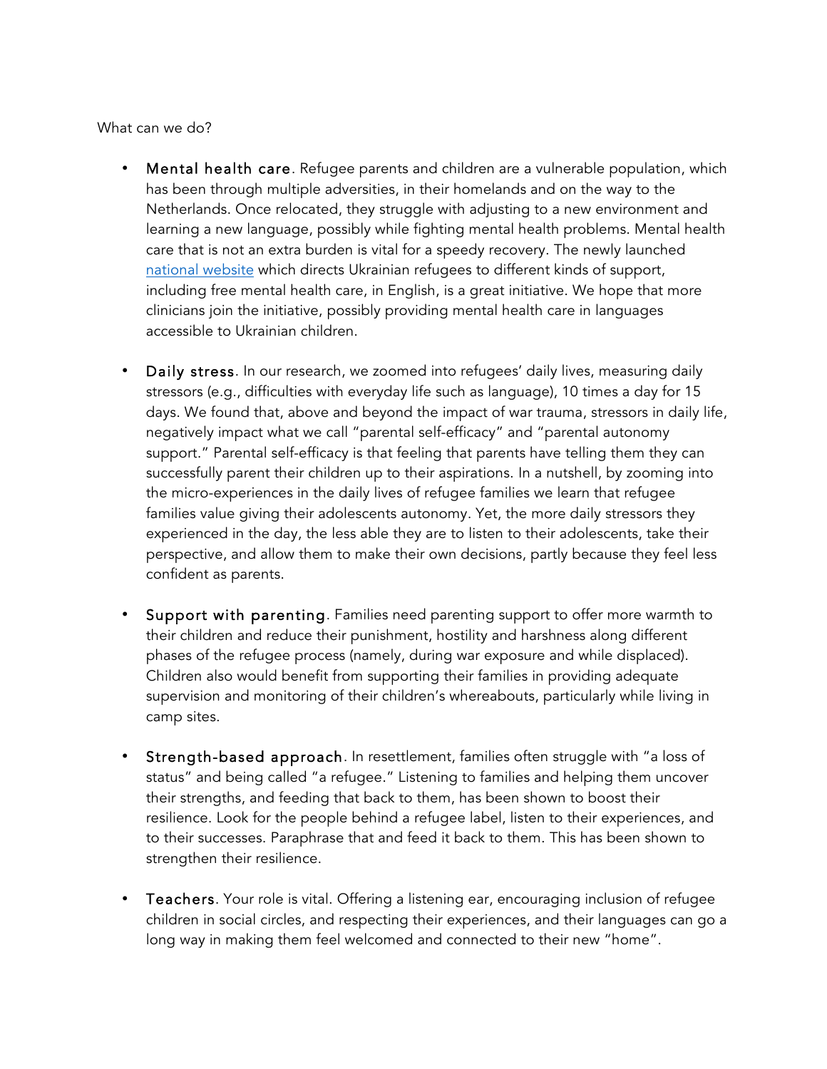What can we do?

- **Mental health care**. Refugee parents and children are a vulnerable population, which has been through multiple adversities, in their homelands and on the way to the Netherlands. Once relocated, they struggle with adjusting to a new environment and learning a new language, possibly while fighting mental health problems. Mental health care that is not an extra burden is vital for a speedy recovery. The newly launched national website which directs Ukrainian refugees to different kinds of support, including free mental health care, in English, is a great initiative. We hope that more clinicians join the initiative, possibly providing mental health care in languages accessible to Ukrainian children.

- **Daily stress**. In our research, we zoomed into refugees' daily lives, measuring daily stressors (e.g., difficulties with everyday life such as language), 10 times a day for 15 days. We found that, above and beyond the impact of war trauma, stressors in daily life, negatively impact what we call "parental self-efficacy" and "parental autonomy support." Parental self-efficacy is that feeling that parents have telling them they can successfully parent their children up to their aspirations. In a nutshell, by zooming into the micro-experiences in the daily lives of refugee families we learn that refugee families value giving their adolescents autonomy. Yet, the more daily stressors they experienced in the day, the less able they are to listen to their adolescents, take their perspective, and allow them to make their own decisions, partly because they feel less confident as parents.

- **Support with parenting**. Families need parenting support to offer more warmth to their children and reduce their punishment, hostility and harshness along different phases of the refugee process (namely, during war exposure and while displaced). Children also would benefit from supporting their families in providing adequate supervision and monitoring of their children's whereabouts, particularly while living in camp sites.

- **Strength-based approach**. In resettlement, families often struggle with "a loss of status" and being called "a refugee." Listening to families and helping them uncover their strengths, and feeding that back to them, has been shown to boost their resilience. Look for the people behind a refugee label, listen to their experiences, and to their successes. Paraphrase that and feed it back to them. This has been shown to strengthen their resilience.

- **Teachers**. Your role is vital. Offering a listening ear, encouraging inclusion of refugee children in social circles, and respecting their experiences, and their languages can go a long way in making them feel welcomed and connected to their new "home".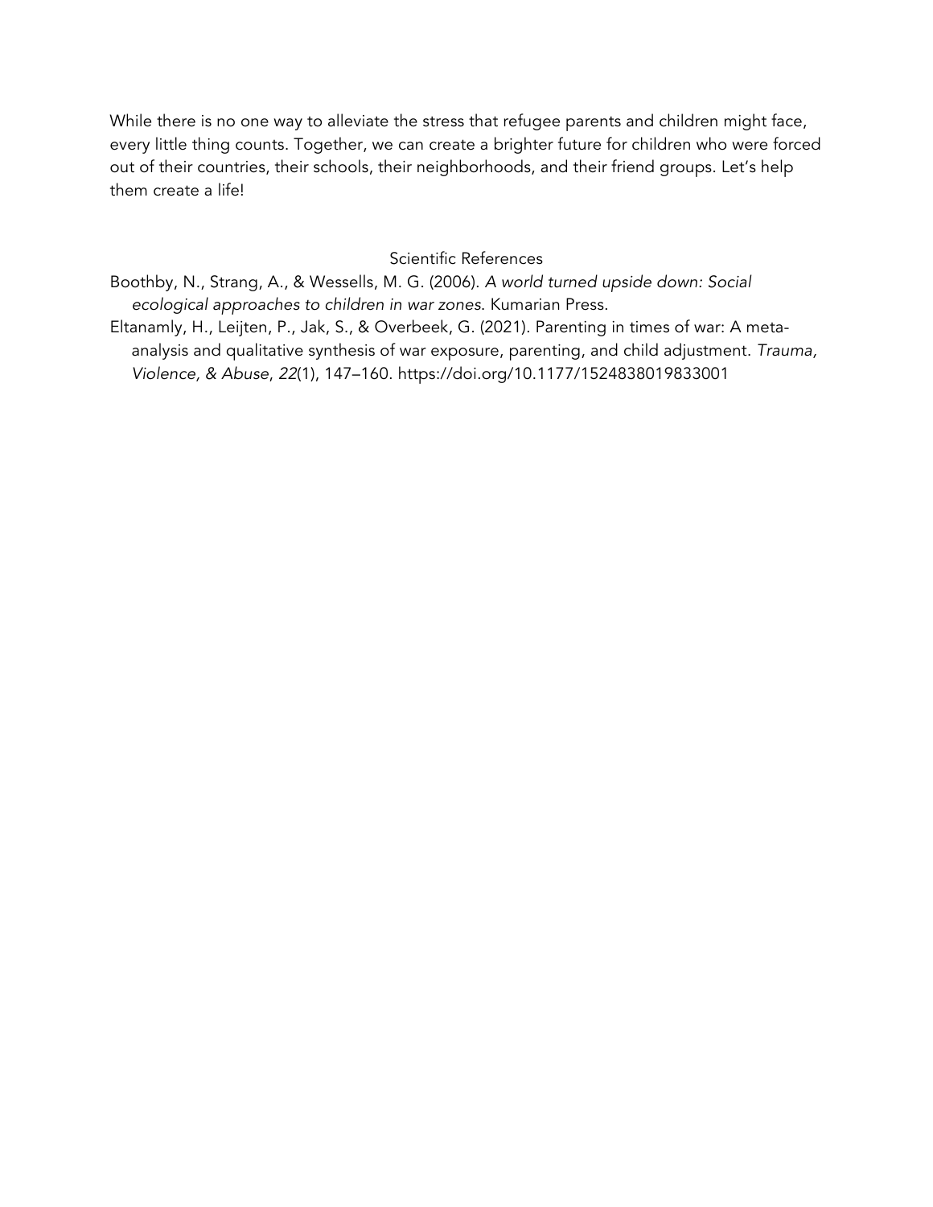While there is no one way to alleviate the stress that refugee parents and children might face, every little thing counts. Together, we can create a brighter future for children who were forced out of their countries, their schools, their neighborhoods, and their friend groups. Let's help them create a life!

## Scientific References

Boothby, N., Strang, A., & Wessells, M. G. (2006). *A world turned upside down: Social ecological approaches to children in war zones*. Kumarian Press.

Eltanamly, H., Leijten, P., Jak, S., & Overbeek, G. (2021). Parenting in times of war: A meta-analysis and qualitative synthesis of war exposure, parenting, and child adjustment. *Trauma, Violence, & Abuse*, *22*(1), 147–160. https://doi.org/10.1177/1524838019833001